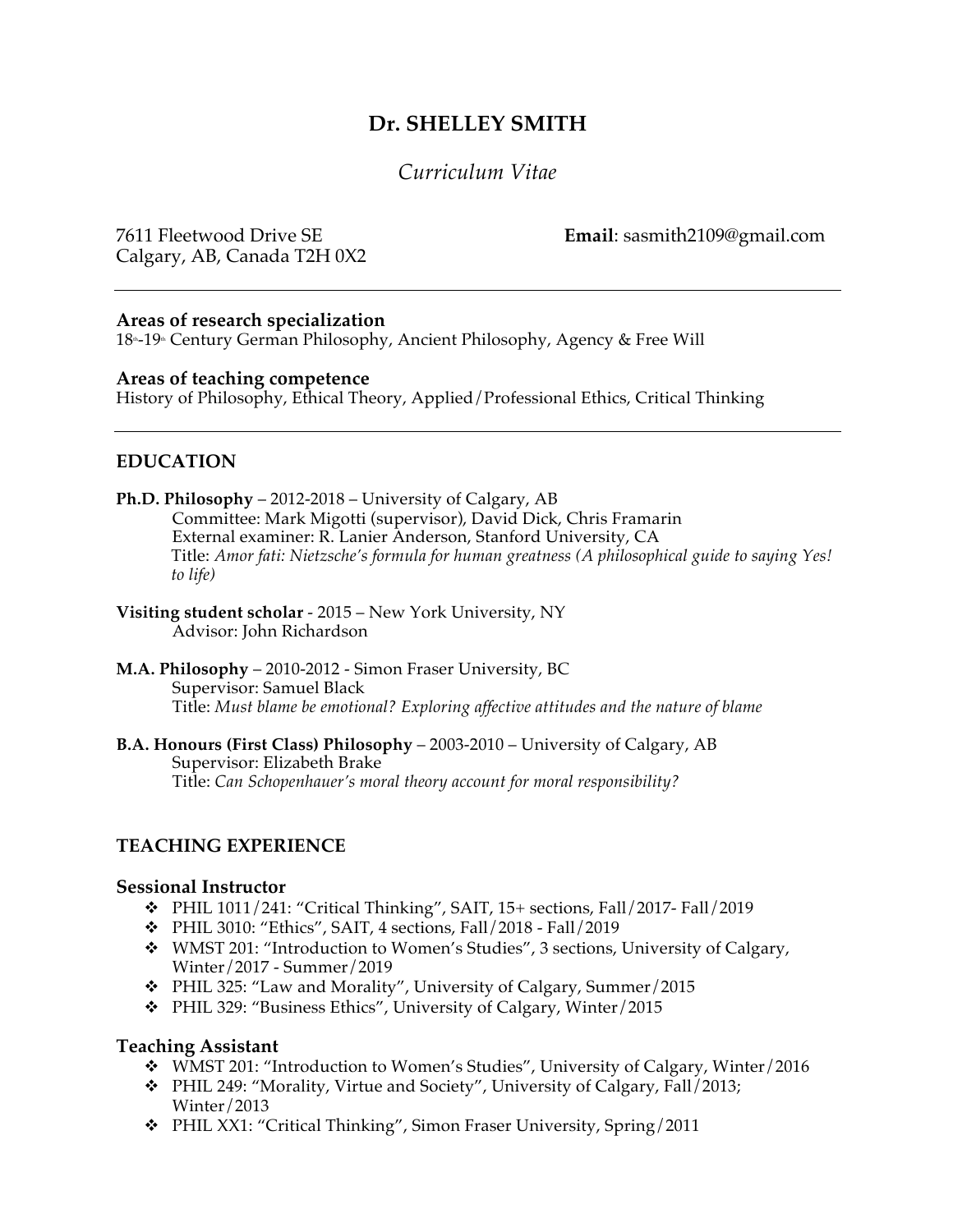# Dr. SHELLEY SMITH

*Curriculum Vitae*

7611 Fleetwood Drive SE
Calgary, AB, Canada T2H 0X2

**Email**: sasmith2109@gmail.com

---

### Areas of research specialization

$18^{th}$-$19^{th}$ Century German Philosophy, Ancient Philosophy, Agency & Free Will

### Areas of teaching competence

History of Philosophy, Ethical Theory, Applied/Professional Ethics, Critical Thinking

---

## EDUCATION

**Ph.D. Philosophy** – 2012-2018 – University of Calgary, AB
Committee: Mark Migotti (supervisor), David Dick, Chris Framarin
External examiner: R. Lanier Anderson, Stanford University, CA
Title: *Amor fati: Nietzsche's formula for human greatness (A philosophical guide to saying Yes! to life)*

**Visiting student scholar** - 2015 – New York University, NY
Advisor: John Richardson

**M.A. Philosophy** – 2010-2012 - Simon Fraser University, BC
Supervisor: Samuel Black
Title: *Must blame be emotional? Exploring affective attitudes and the nature of blame*

**B.A. Honours (First Class) Philosophy** – 2003-2010 – University of Calgary, AB
Supervisor: Elizabeth Brake
Title: *Can Schopenhauer's moral theory account for moral responsibility?*

## TEACHING EXPERIENCE

### Sessional Instructor

- PHIL 1011/241: "Critical Thinking", SAIT, 15+ sections, Fall/2017- Fall/2019
- PHIL 3010: "Ethics", SAIT, 4 sections, Fall/2018 - Fall/2019
- WMST 201: "Introduction to Women's Studies", 3 sections, University of Calgary, Winter/2017 - Summer/2019
- PHIL 325: "Law and Morality", University of Calgary, Summer/2015
- PHIL 329: "Business Ethics", University of Calgary, Winter/2015

### Teaching Assistant

- WMST 201: "Introduction to Women's Studies", University of Calgary, Winter/2016
- PHIL 249: "Morality, Virtue and Society", University of Calgary, Fall/2013; Winter/2013
- PHIL XX1: "Critical Thinking", Simon Fraser University, Spring/2011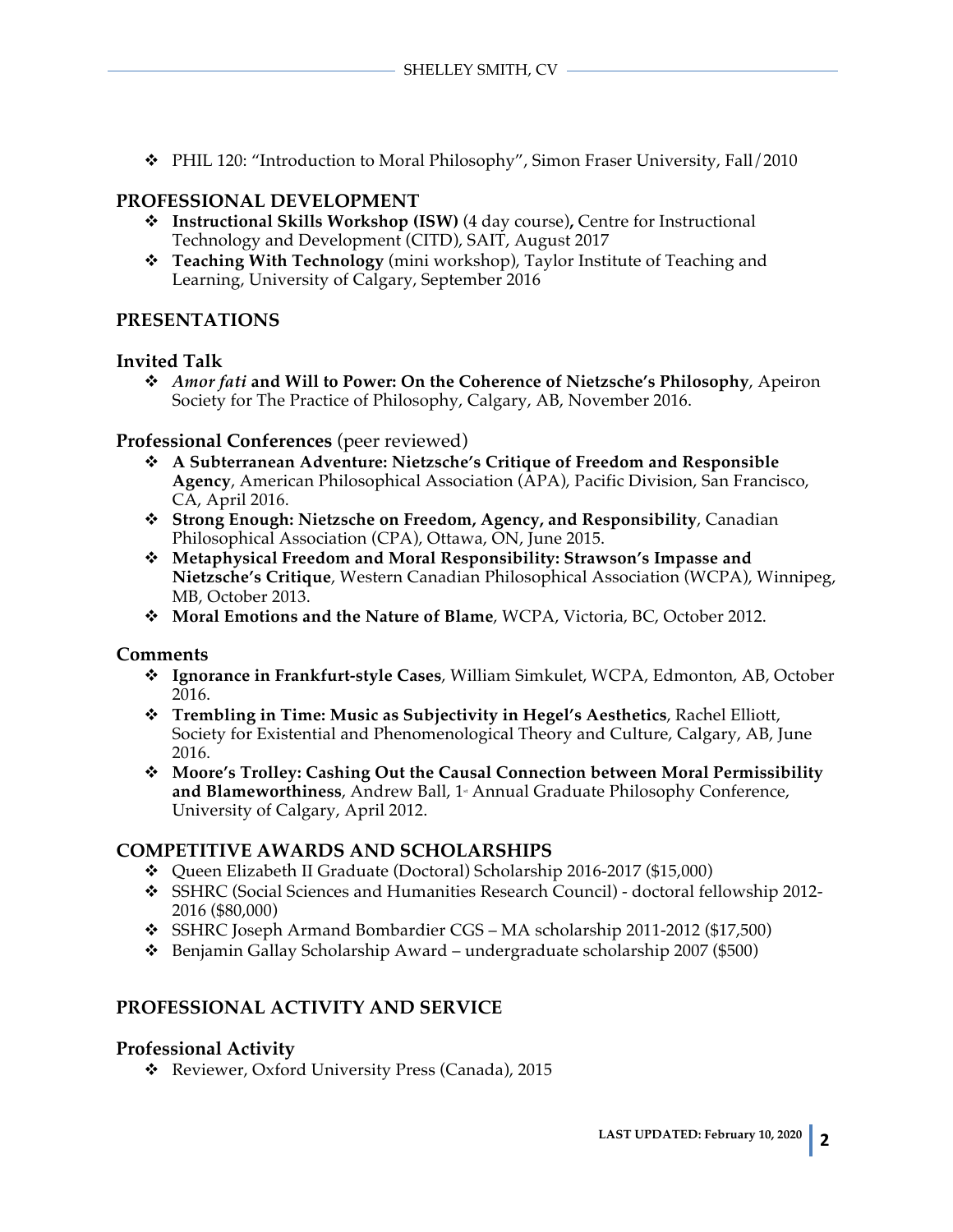- PHIL 120: "Introduction to Moral Philosophy", Simon Fraser University, Fall/2010

## PROFESSIONAL DEVELOPMENT

- **Instructional Skills Workshop (ISW)** (4 day course)**,** Centre for Instructional Technology and Development (CITD), SAIT, August 2017
- **Teaching With Technology** (mini workshop), Taylor Institute of Teaching and Learning, University of Calgary, September 2016

## PRESENTATIONS

### Invited Talk

- ***Amor fati* and Will to Power: On the Coherence of Nietzsche's Philosophy**, Apeiron Society for The Practice of Philosophy, Calgary, AB, November 2016.

### Professional Conferences (peer reviewed)

- **A Subterranean Adventure: Nietzsche's Critique of Freedom and Responsible Agency**, American Philosophical Association (APA), Pacific Division, San Francisco, CA, April 2016.
- **Strong Enough: Nietzsche on Freedom, Agency, and Responsibility**, Canadian Philosophical Association (CPA), Ottawa, ON, June 2015.
- **Metaphysical Freedom and Moral Responsibility: Strawson's Impasse and Nietzsche's Critique**, Western Canadian Philosophical Association (WCPA), Winnipeg, MB, October 2013.
- **Moral Emotions and the Nature of Blame**, WCPA, Victoria, BC, October 2012.

### Comments

- **Ignorance in Frankfurt-style Cases**, William Simkulet, WCPA, Edmonton, AB, October 2016.
- **Trembling in Time: Music as Subjectivity in Hegel's Aesthetics**, Rachel Elliott, Society for Existential and Phenomenological Theory and Culture, Calgary, AB, June 2016.
- **Moore's Trolley: Cashing Out the Causal Connection between Moral Permissibility and Blameworthiness**, Andrew Ball, 1st Annual Graduate Philosophy Conference, University of Calgary, April 2012.

## COMPETITIVE AWARDS AND SCHOLARSHIPS

- Queen Elizabeth II Graduate (Doctoral) Scholarship 2016-2017 ($15,000)
- SSHRC (Social Sciences and Humanities Research Council) - doctoral fellowship 2012-2016 ($80,000)
- SSHRC Joseph Armand Bombardier CGS – MA scholarship 2011-2012 ($17,500)
- Benjamin Gallay Scholarship Award – undergraduate scholarship 2007 ($500)

## PROFESSIONAL ACTIVITY AND SERVICE

### Professional Activity

- Reviewer, Oxford University Press (Canada), 2015

LAST UPDATED: February 10, 2020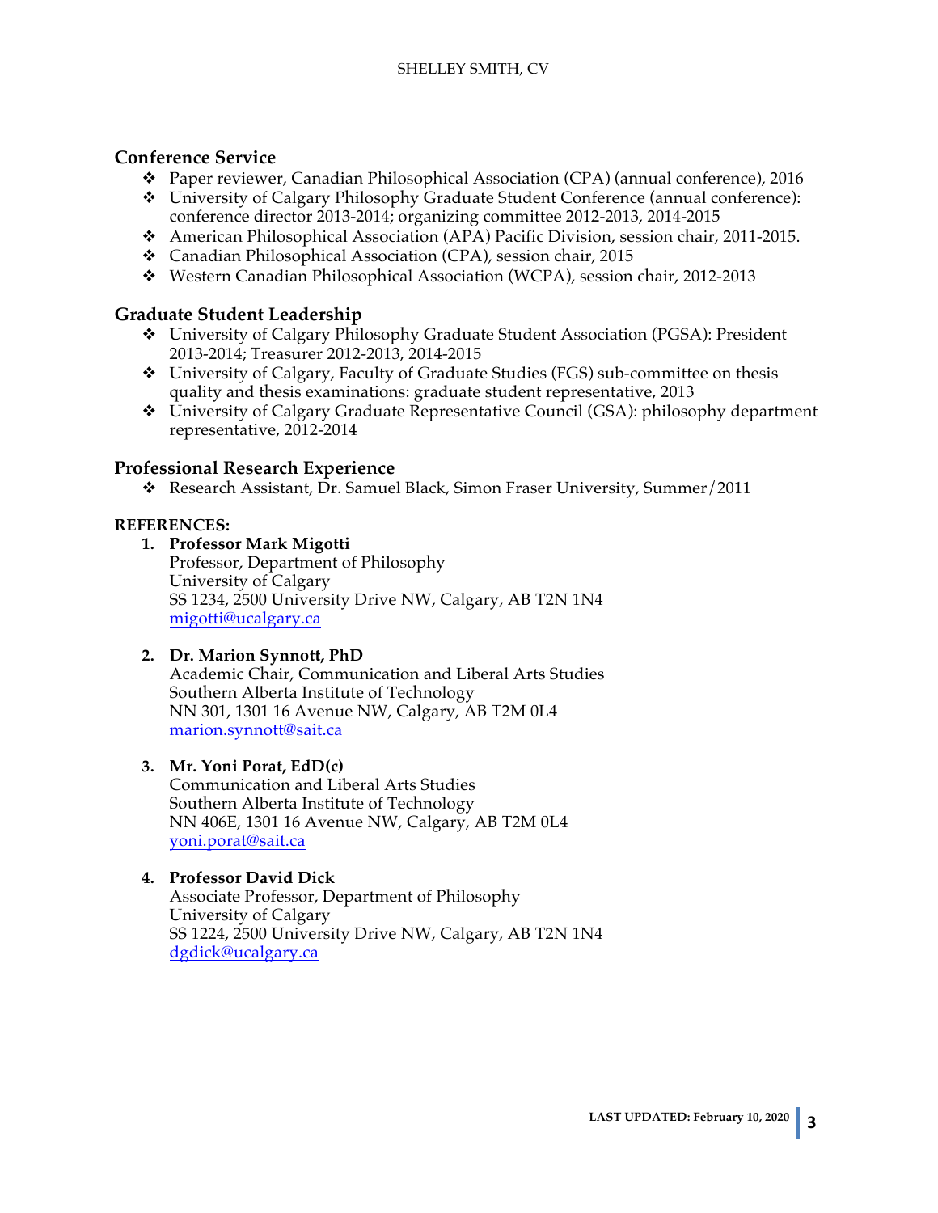### Conference Service

- Paper reviewer, Canadian Philosophical Association (CPA) (annual conference), 2016
- University of Calgary Philosophy Graduate Student Conference (annual conference): conference director 2013-2014; organizing committee 2012-2013, 2014-2015
- American Philosophical Association (APA) Pacific Division, session chair, 2011-2015.
- Canadian Philosophical Association (CPA), session chair, 2015
- Western Canadian Philosophical Association (WCPA), session chair, 2012-2013

### Graduate Student Leadership

- University of Calgary Philosophy Graduate Student Association (PGSA): President 2013-2014; Treasurer 2012-2013, 2014-2015
- University of Calgary, Faculty of Graduate Studies (FGS) sub-committee on thesis quality and thesis examinations: graduate student representative, 2013
- University of Calgary Graduate Representative Council (GSA): philosophy department representative, 2012-2014

### Professional Research Experience

- Research Assistant, Dr. Samuel Black, Simon Fraser University, Summer/2011

**REFERENCES:**

1. **Professor Mark Migotti**
   Professor, Department of Philosophy
   University of Calgary
   SS 1234, 2500 University Drive NW, Calgary, AB T2N 1N4
   migotti@ucalgary.ca

2. **Dr. Marion Synnott, PhD**
   Academic Chair, Communication and Liberal Arts Studies
   Southern Alberta Institute of Technology
   NN 301, 1301 16 Avenue NW, Calgary, AB T2M 0L4
   marion.synnott@sait.ca

3. **Mr. Yoni Porat, EdD(c)**
   Communication and Liberal Arts Studies
   Southern Alberta Institute of Technology
   NN 406E, 1301 16 Avenue NW, Calgary, AB T2M 0L4
   yoni.porat@sait.ca

4. **Professor David Dick**
   Associate Professor, Department of Philosophy
   University of Calgary
   SS 1224, 2500 University Drive NW, Calgary, AB T2N 1N4
   dgdick@ucalgary.ca

**LAST UPDATED: February 10, 2020**